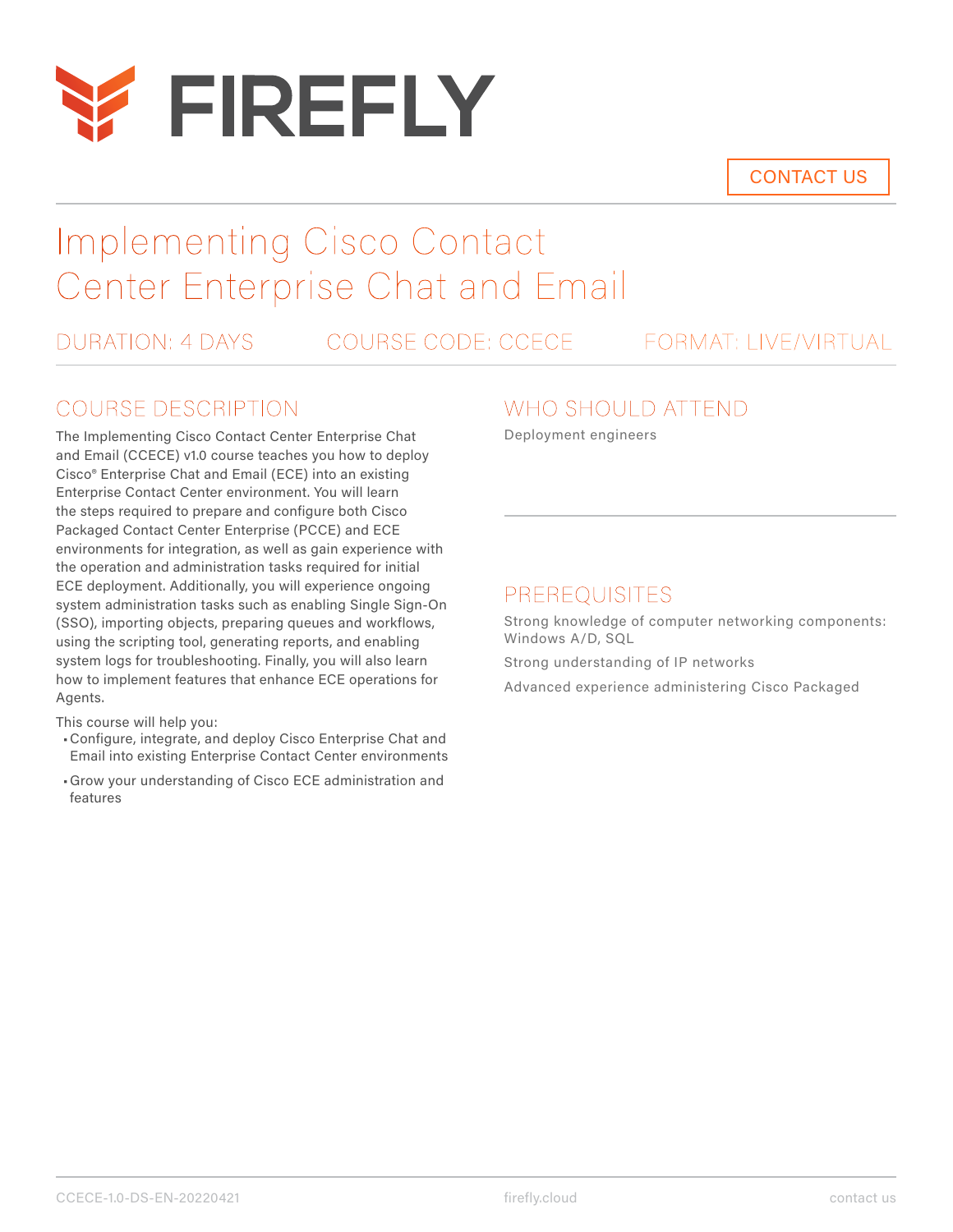# FIREFLY

CONTACT US

# Implementing Cisco Contact Center Enterprise Chat and Email

DURATION: 4 DAYS | COURSE CODE: CCECE | FORMAT: LIVE/VIRTUAL

## COURSE DESCRIPTION

The Implementing Cisco Contact Center Enterprise Chat and Email (CCECE) v1.0 course teaches you how to deploy Cisco® Enterprise Chat and Email (ECE) into an existing Enterprise Contact Center environment. You will learn the steps required to prepare and configure both Cisco Packaged Contact Center Enterprise (PCCE) and ECE environments for integration, as well as gain experience with the operation and administration tasks required for initial ECE deployment. Additionally, you will experience ongoing system administration tasks such as enabling Single Sign-On (SSO), importing objects, preparing queues and workflows, using the scripting tool, generating reports, and enabling system logs for troubleshooting. Finally, you will also learn how to implement features that enhance ECE operations for Agents.

This course will help you:

- Configure, integrate, and deploy Cisco Enterprise Chat and Email into existing Enterprise Contact Center environments
- Grow your understanding of Cisco ECE administration and features

## WHO SHOULD ATTEND

Deployment engineers

## PREREQUISITES

Strong knowledge of computer networking components: Windows A/D, SQL

Strong understanding of IP networks

Advanced experience administering Cisco Packaged

CCECE-1.0-DS-EN-20220421 firefly.cloud contact us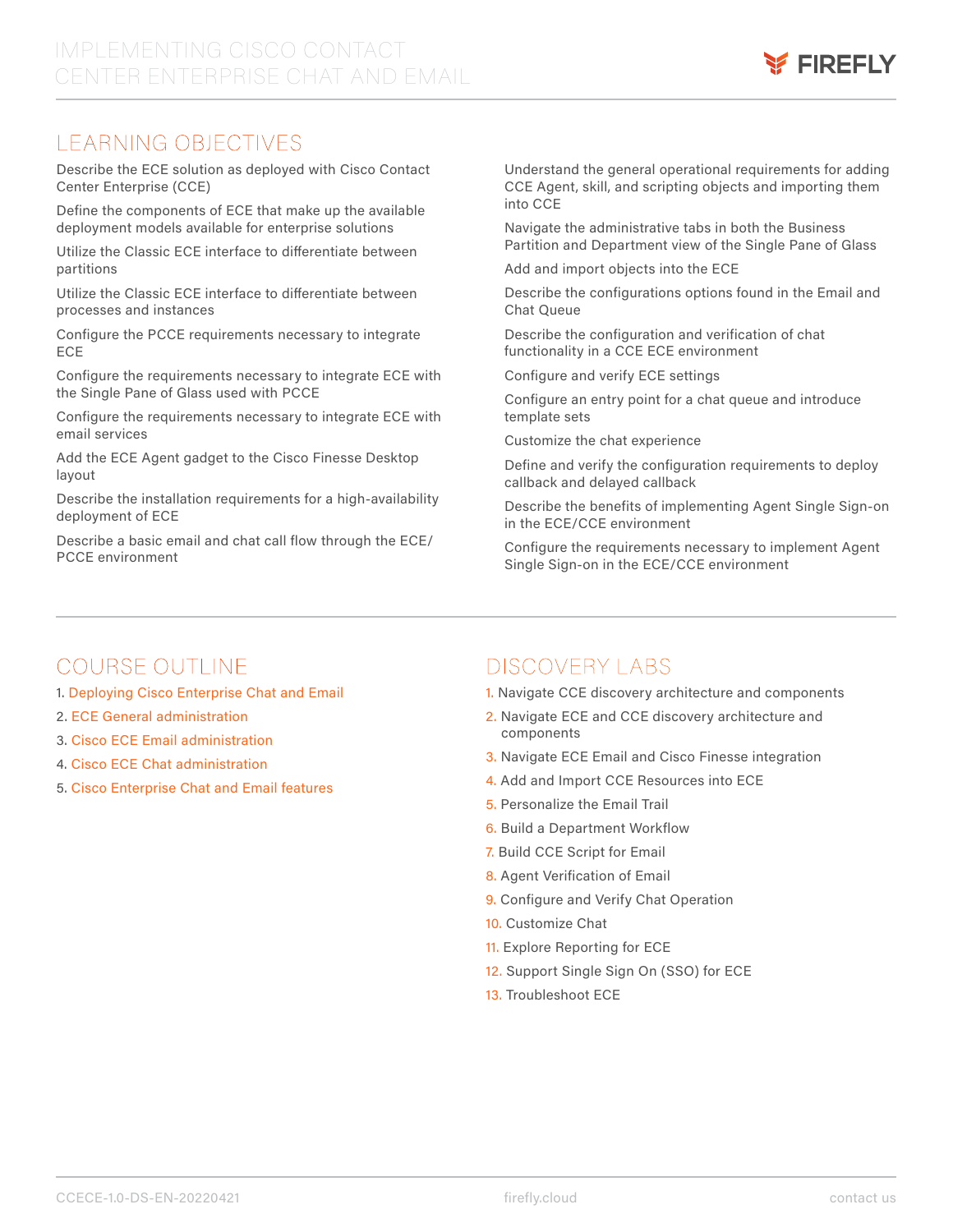## LEARNING OBJECTIVES

Describe the ECE solution as deployed with Cisco Contact Center Enterprise (CCE)

Define the components of ECE that make up the available deployment models available for enterprise solutions

Utilize the Classic ECE interface to differentiate between partitions

Utilize the Classic ECE interface to differentiate between processes and instances

Configure the PCCE requirements necessary to integrate ECE

Configure the requirements necessary to integrate ECE with the Single Pane of Glass used with PCCE

Configure the requirements necessary to integrate ECE with email services

Add the ECE Agent gadget to the Cisco Finesse Desktop layout

Describe the installation requirements for a high-availability deployment of ECE

Describe a basic email and chat call flow through the ECE/PCCE environment

Understand the general operational requirements for adding CCE Agent, skill, and scripting objects and importing them into CCE

Navigate the administrative tabs in both the Business Partition and Department view of the Single Pane of Glass

Add and import objects into the ECE

Describe the configurations options found in the Email and Chat Queue

Describe the configuration and verification of chat functionality in a CCE ECE environment

Configure and verify ECE settings

Configure an entry point for a chat queue and introduce template sets

Customize the chat experience

Define and verify the configuration requirements to deploy callback and delayed callback

Describe the benefits of implementing Agent Single Sign-on in the ECE/CCE environment

Configure the requirements necessary to implement Agent Single Sign-on in the ECE/CCE environment

## COURSE OUTLINE

1. Deploying Cisco Enterprise Chat and Email
2. ECE General administration
3. Cisco ECE Email administration
4. Cisco ECE Chat administration
5. Cisco Enterprise Chat and Email features

## DISCOVERY LABS

1. Navigate CCE discovery architecture and components
2. Navigate ECE and CCE discovery architecture and components
3. Navigate ECE Email and Cisco Finesse integration
4. Add and Import CCE Resources into ECE
5. Personalize the Email Trail
6. Build a Department Workflow
7. Build CCE Script for Email
8. Agent Verification of Email
9. Configure and Verify Chat Operation
10. Customize Chat
11. Explore Reporting for ECE
12. Support Single Sign On (SSO) for ECE
13. Troubleshoot ECE